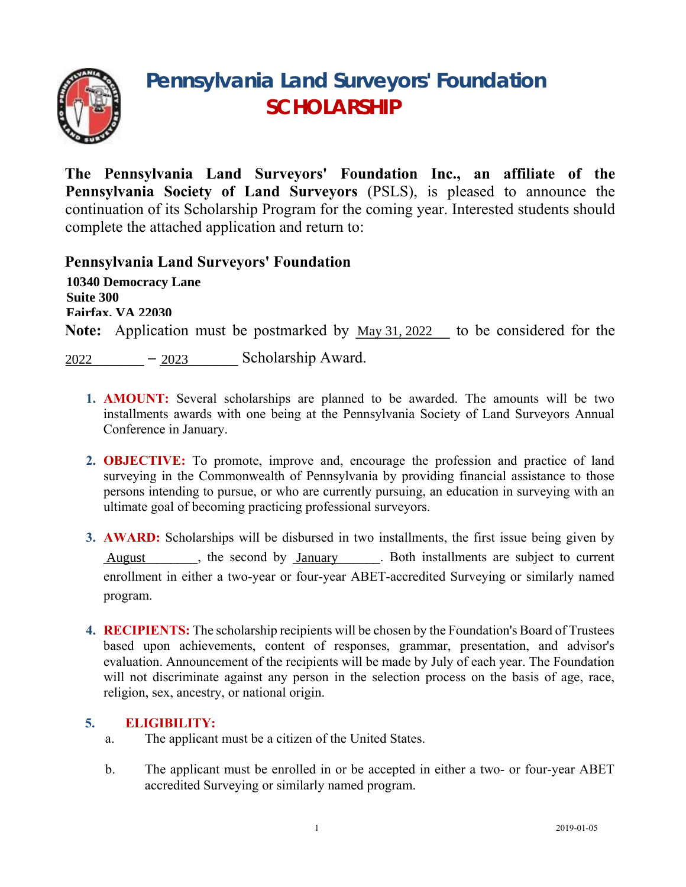# Pennsylvania Land Surveyors' Foundation
## SCHOLARSHIP

**The Pennsylvania Land Surveyors' Foundation Inc., an affiliate of the Pennsylvania Society of Land Surveyors** (PSLS), is pleased to announce the continuation of its Scholarship Program for the coming year. Interested students should complete the attached application and return to:

**Pennsylvania Land Surveyors' Foundation**
**10340 Democracy Lane**
**Suite 300**
**Fairfax, VA 22030**

**Note:** Application must be postmarked by May 31, 2022 to be considered for the 2022 – 2023 Scholarship Award.

1. **AMOUNT:** Several scholarships are planned to be awarded. The amounts will be two installments awards with one being at the Pennsylvania Society of Land Surveyors Annual Conference in January.

2. **OBJECTIVE:** To promote, improve and, encourage the profession and practice of land surveying in the Commonwealth of Pennsylvania by providing financial assistance to those persons intending to pursue, or who are currently pursuing, an education in surveying with an ultimate goal of becoming practicing professional surveyors.

3. **AWARD:** Scholarships will be disbursed in two installments, the first issue being given by August, the second by January. Both installments are subject to current enrollment in either a two-year or four-year ABET-accredited Surveying or similarly named program.

4. **RECIPIENTS:** The scholarship recipients will be chosen by the Foundation's Board of Trustees based upon achievements, content of responses, grammar, presentation, and advisor's evaluation. Announcement of the recipients will be made by July of each year. The Foundation will not discriminate against any person in the selection process on the basis of age, race, religion, sex, ancestry, or national origin.

5. **ELIGIBILITY:**
   a. The applicant must be a citizen of the United States.

   b. The applicant must be enrolled in or be accepted in either a two- or four-year ABET accredited Surveying or similarly named program.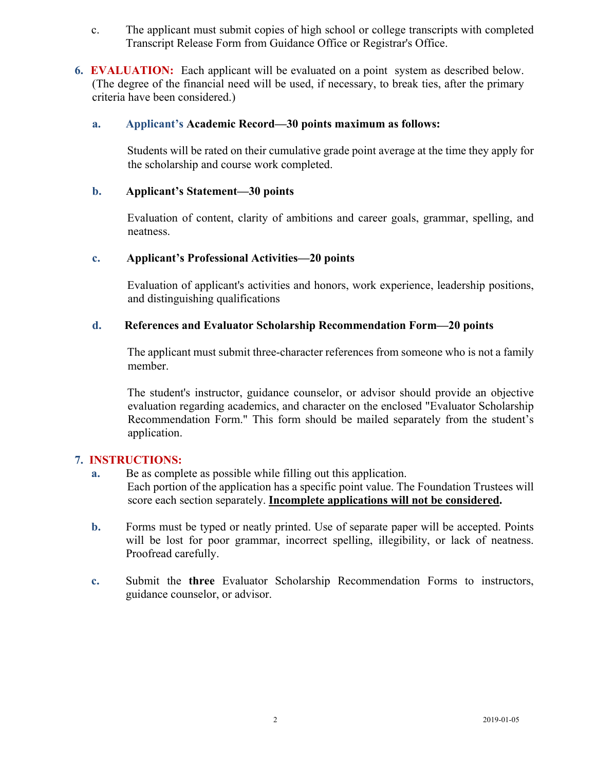c. The applicant must submit copies of high school or college transcripts with completed Transcript Release Form from Guidance Office or Registrar's Office.

6. **EVALUATION:** Each applicant will be evaluated on a point system as described below. (The degree of the financial need will be used, if necessary, to break ties, after the primary criteria have been considered.)

   **a. Applicant's Academic Record—30 points maximum as follows:**

   Students will be rated on their cumulative grade point average at the time they apply for the scholarship and course work completed.

   **b. Applicant's Statement—30 points**

   Evaluation of content, clarity of ambitions and career goals, grammar, spelling, and neatness.

   **c. Applicant's Professional Activities—20 points**

   Evaluation of applicant's activities and honors, work experience, leadership positions, and distinguishing qualifications

   **d. References and Evaluator Scholarship Recommendation Form—20 points**

   The applicant must submit three-character references from someone who is not a family member.

   The student's instructor, guidance counselor, or advisor should provide an objective evaluation regarding academics, and character on the enclosed "Evaluator Scholarship Recommendation Form." This form should be mailed separately from the student's application.

7. **INSTRUCTIONS:**

   **a.** Be as complete as possible while filling out this application. Each portion of the application has a specific point value. The Foundation Trustees will score each section separately. **Incomplete applications will not be considered.**

   **b.** Forms must be typed or neatly printed. Use of separate paper will be accepted. Points will be lost for poor grammar, incorrect spelling, illegibility, or lack of neatness. Proofread carefully.

   **c.** Submit the **three** Evaluator Scholarship Recommendation Forms to instructors, guidance counselor, or advisor.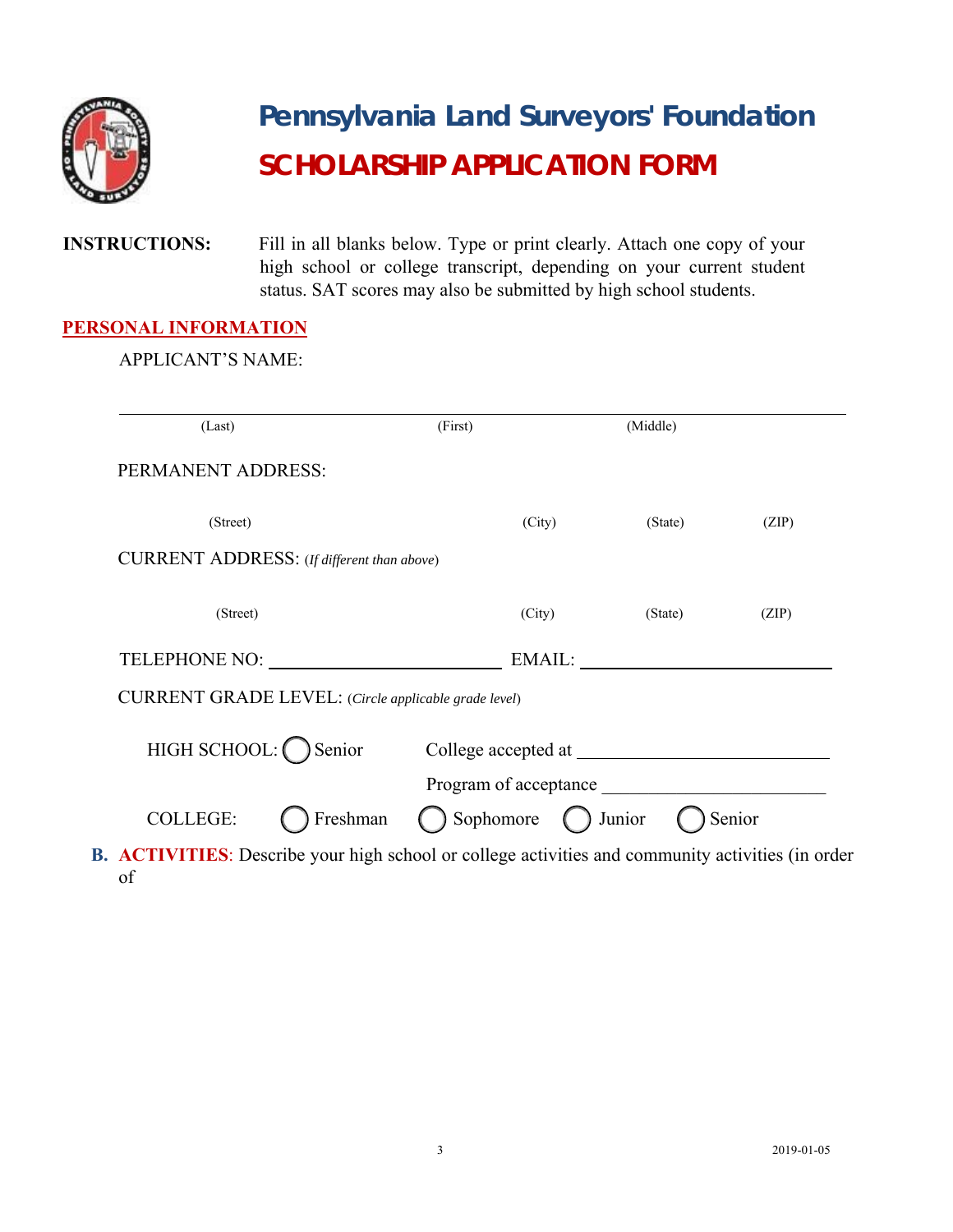# Pennsylvania Land Surveyors' Foundation

## SCHOLARSHIP APPLICATION FORM

**INSTRUCTIONS:** Fill in all blanks below. Type or print clearly. Attach one copy of your high school or college transcript, depending on your current student status. SAT scores may also be submitted by high school students.

## PERSONAL INFORMATION

APPLICANT'S NAME:

______________________________________________________________

(Last) (First) (Middle)

PERMANENT ADDRESS:

(Street) (City) (State) (ZIP)

CURRENT ADDRESS: (*If different than above*)

(Street) (City) (State) (ZIP)

TELEPHONE NO: ______________________ EMAIL: ______________________

CURRENT GRADE LEVEL: (*Circle applicable grade level*)

HIGH SCHOOL: ◯ Senior College accepted at ______________________

Program of acceptance ______________________

COLLEGE: ◯ Freshman ◯ Sophomore ◯ Junior ◯ Senior

**B. ACTIVITIES**: Describe your high school or college activities and community activities (in order of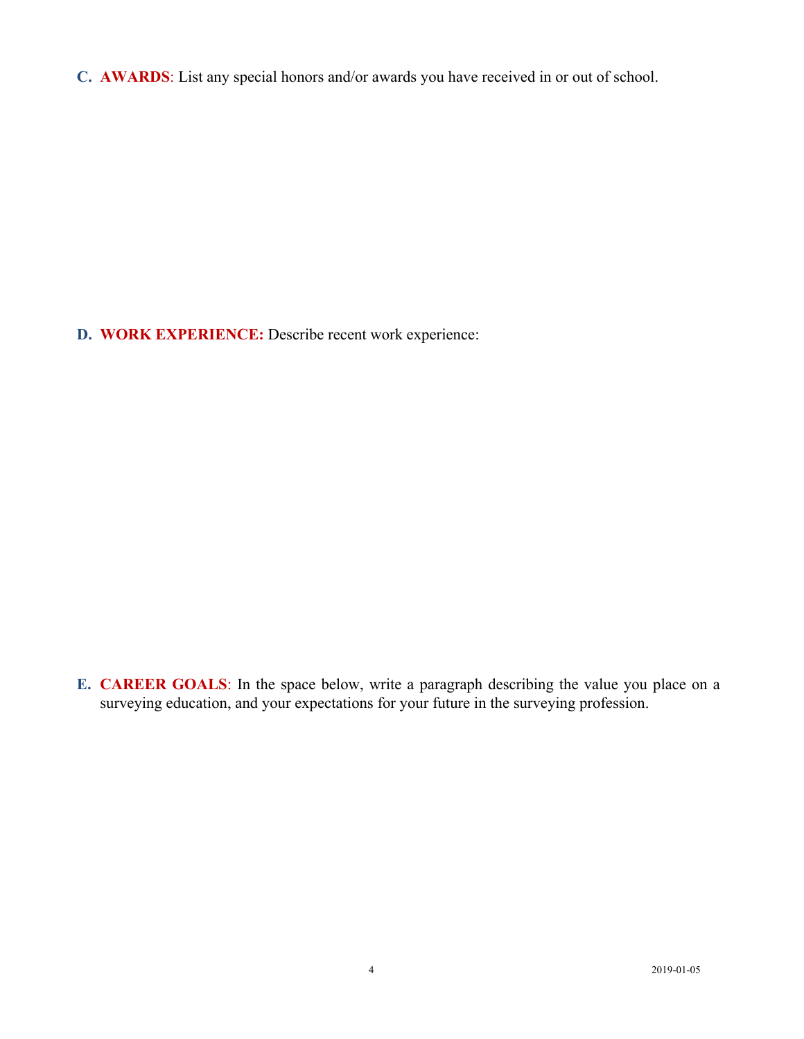**C. AWARDS**: List any special honors and/or awards you have received in or out of school.

**D. WORK EXPERIENCE:** Describe recent work experience:

**E. CAREER GOALS**: In the space below, write a paragraph describing the value you place on a surveying education, and your expectations for your future in the surveying profession.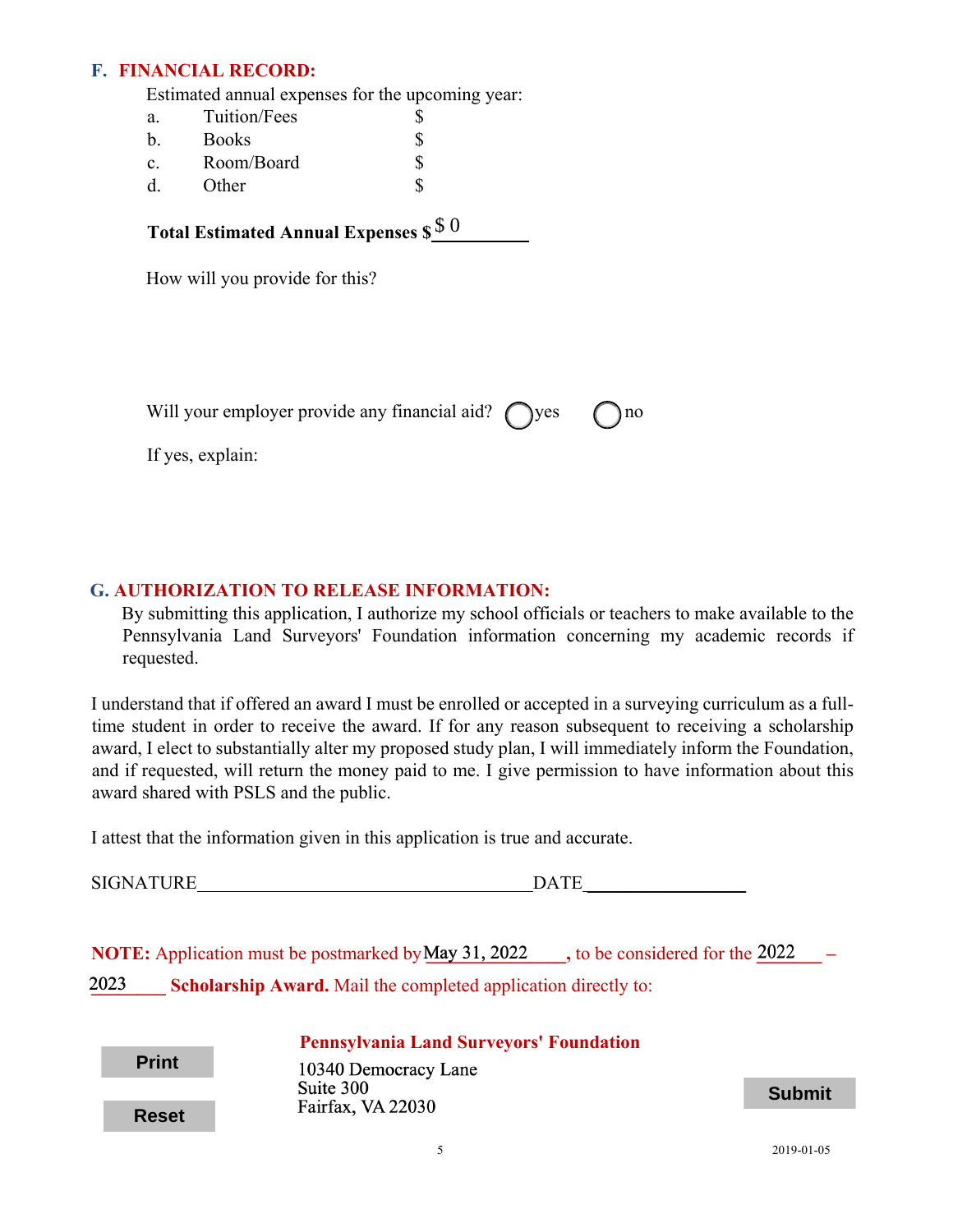## F. FINANCIAL RECORD:

Estimated annual expenses for the upcoming year:

a. Tuition/Fees $

b. Books $

c. Room/Board $

d. Other $

**Total Estimated Annual Expenses $** $ 0

How will you provide for this?

Will your employer provide any financial aid? ◯ yes ◯ no

If yes, explain:

## G. AUTHORIZATION TO RELEASE INFORMATION:

By submitting this application, I authorize my school officials or teachers to make available to the Pennsylvania Land Surveyors' Foundation information concerning my academic records if requested.

I understand that if offered an award I must be enrolled or accepted in a surveying curriculum as a full-time student in order to receive the award. If for any reason subsequent to receiving a scholarship award, I elect to substantially alter my proposed study plan, I will immediately inform the Foundation, and if requested, will return the money paid to me. I give permission to have information about this award shared with PSLS and the public.

I attest that the information given in this application is true and accurate.

SIGNATURE____________________________ DATE______________

**NOTE:** Application must be postmarked by May 31, 2022, to be considered for the 2022 – 2023 **Scholarship Award.** Mail the completed application directly to:

**Pennsylvania Land Surveyors' Foundation**
10340 Democracy Lane
Suite 300
Fairfax, VA 22030

Print

Reset

Submit

2019-01-05